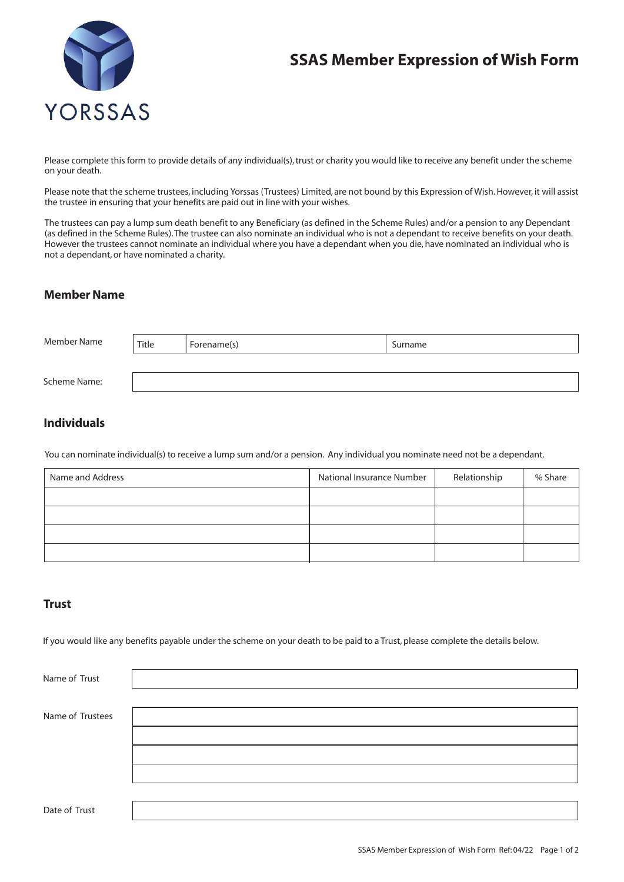YORSSAS

# SSAS Member Expression of Wish Form

Please complete this form to provide details of any individual(s), trust or charity you would like to receive any benefit under the scheme on your death.

Please note that the scheme trustees, including Yorssas (Trustees) Limited, are not bound by this Expression of Wish. However, it will assist the trustee in ensuring that your benefits are paid out in line with your wishes.

The trustees can pay a lump sum death benefit to any Beneficiary (as defined in the Scheme Rules) and/or a pension to any Dependant (as defined in the Scheme Rules). The trustee can also nominate an individual who is not a dependant to receive benefits on your death. However the trustees cannot nominate an individual where you have a dependant when you die, have nominated an individual who is not a dependant, or have nominated a charity.

## Member Name

| Member Name | Title | Forename(s) | Surname |
|---|---|---|---|

Scheme Name:

## Individuals

You can nominate individual(s) to receive a lump sum and/or a pension. Any individual you nominate need not be a dependant.

| Name and Address | National Insurance Number | Relationship | % Share |
|---|---|---|---|
| | | | |
| | | | |
| | | | |
| | | | |

## Trust

If you would like any benefits payable under the scheme on your death to be paid to a Trust, please complete the details below.

Name of Trust

Name of Trustees

Date of Trust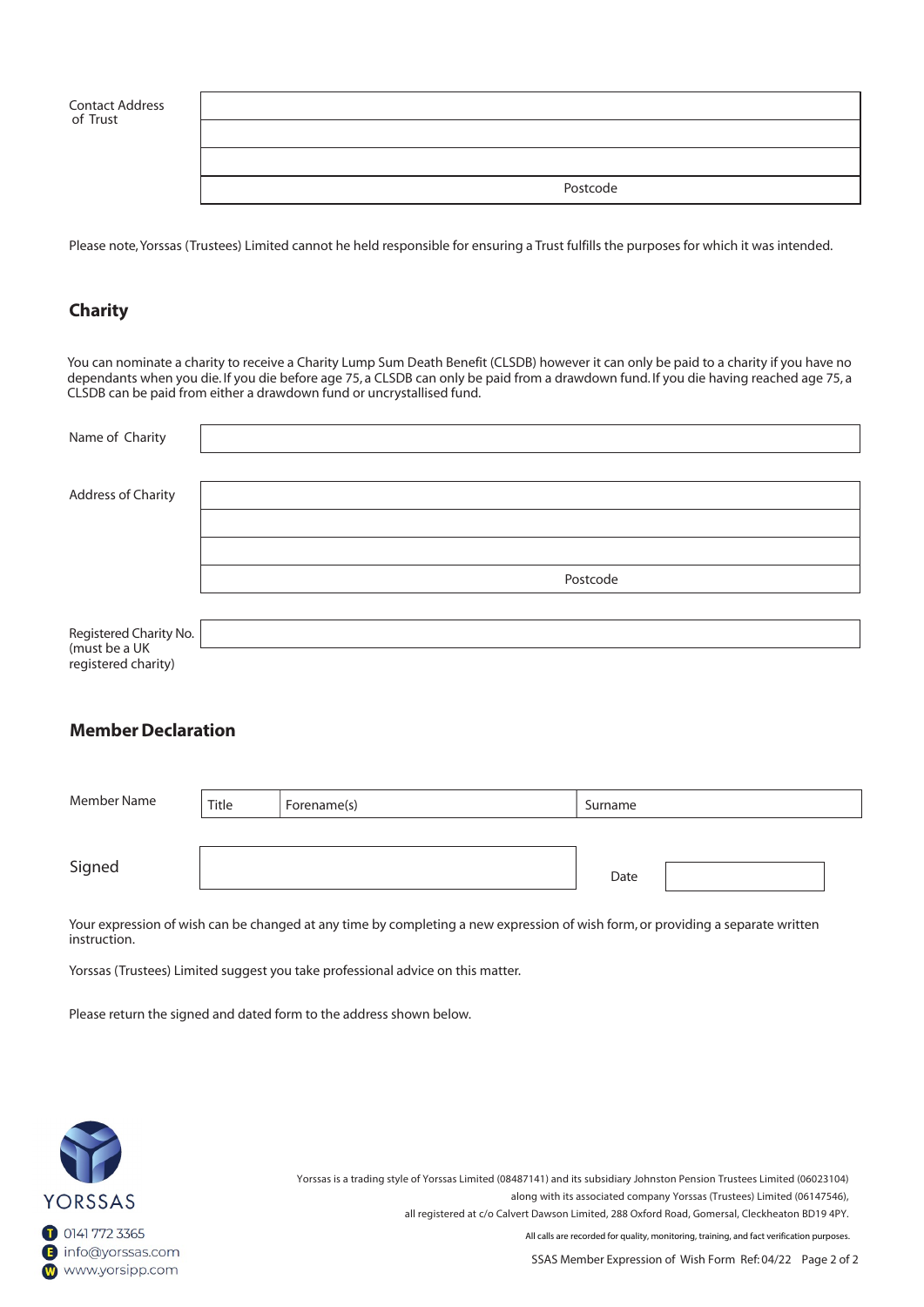| | |
|---|---|
| Contact Address of Trust | |
| | |
| | |
| | Postcode |

Please note, Yorssas (Trustees) Limited cannot he held responsible for ensuring a Trust fulfills the purposes for which it was intended.

## Charity

You can nominate a charity to receive a Charity Lump Sum Death Benefit (CLSDB) however it can only be paid to a charity if you have no dependants when you die. If you die before age 75, a CLSDB can only be paid from a drawdown fund. If you die having reached age 75, a CLSDB can be paid from either a drawdown fund or uncrystallised fund.

| | |
|---|---|
| Name of Charity | |
| Address of Charity | |
| | |
| | |
| | Postcode |
| Registered Charity No. (must be a UK registered charity) | |

## Member Declaration

| | | | |
|---|---|---|---|
| Member Name | Title | Forename(s) | Surname |
| Signed | | Date | |

Your expression of wish can be changed at any time by completing a new expression of wish form, or providing a separate written instruction.

Yorssas (Trustees) Limited suggest you take professional advice on this matter.

Please return the signed and dated form to the address shown below.

YORSSAS

T 0141 772 3365
E info@yorssas.com
W www.yorsipp.com

Yorssas is a trading style of Yorssas Limited (08487141) and its subsidiary Johnston Pension Trustees Limited (06023104) along with its associated company Yorssas (Trustees) Limited (06147546), all registered at c/o Calvert Dawson Limited, 288 Oxford Road, Gomersal, Cleckheaton BD19 4PY.

All calls are recorded for quality, monitoring, training, and fact verification purposes.

SSAS Member Expression of Wish Form Ref: 04/22